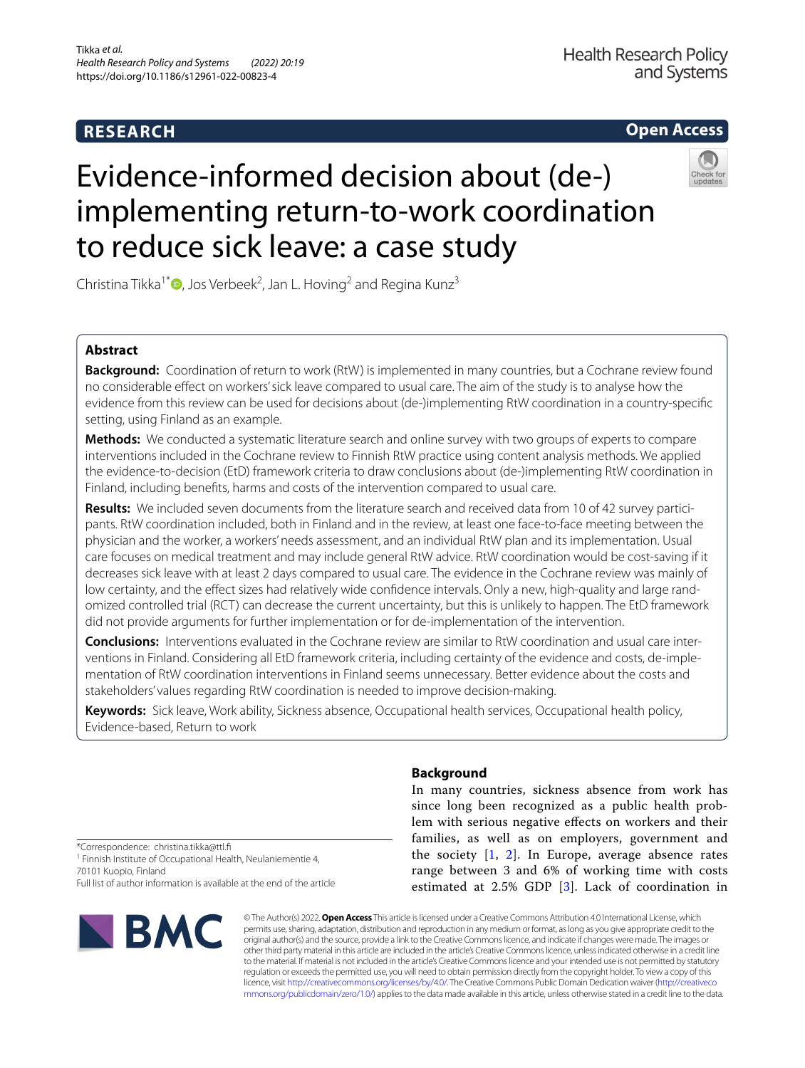**RESEARCH** **Open Access**

# Evidence-informed decision about (de-)implementing return-to-work coordination to reduce sick leave: a case study

Christina Tikka[1*], Jos Verbeek[2], Jan L. Hoving[2] and Regina Kunz[3]

## Abstract

**Background:** Coordination of return to work (RtW) is implemented in many countries, but a Cochrane review found no considerable effect on workers' sick leave compared to usual care. The aim of the study is to analyse how the evidence from this review can be used for decisions about (de-)implementing RtW coordination in a country-specific setting, using Finland as an example.

**Methods:** We conducted a systematic literature search and online survey with two groups of experts to compare interventions included in the Cochrane review to Finnish RtW practice using content analysis methods. We applied the evidence-to-decision (EtD) framework criteria to draw conclusions about (de-)implementing RtW coordination in Finland, including benefits, harms and costs of the intervention compared to usual care.

**Results:** We included seven documents from the literature search and received data from 10 of 42 survey participants. RtW coordination included, both in Finland and in the review, at least one face-to-face meeting between the physician and the worker, a workers' needs assessment, and an individual RtW plan and its implementation. Usual care focuses on medical treatment and may include general RtW advice. RtW coordination would be cost-saving if it decreases sick leave with at least 2 days compared to usual care. The evidence in the Cochrane review was mainly of low certainty, and the effect sizes had relatively wide confidence intervals. Only a new, high-quality and large randomized controlled trial (RCT) can decrease the current uncertainty, but this is unlikely to happen. The EtD framework did not provide arguments for further implementation or for de-implementation of the intervention.

**Conclusions:** Interventions evaluated in the Cochrane review are similar to RtW coordination and usual care interventions in Finland. Considering all EtD framework criteria, including certainty of the evidence and costs, de-implementation of RtW coordination interventions in Finland seems unnecessary. Better evidence about the costs and stakeholders' values regarding RtW coordination is needed to improve decision-making.

**Keywords:** Sick leave, Work ability, Sickness absence, Occupational health services, Occupational health policy, Evidence-based, Return to work

## Background

In many countries, sickness absence from work has since long been recognized as a public health problem with serious negative effects on workers and their families, as well as on employers, government and the society [1, 2]. In Europe, average absence rates range between 3 and 6% of working time with costs estimated at 2.5% GDP [3]. Lack of coordination in

*Correspondence: christina.tikka@ttl.fi
[1] Finnish Institute of Occupational Health, Neulaniementie 4, 70101 Kuopio, Finland
Full list of author information is available at the end of the article

© The Author(s) 2022. **Open Access** This article is licensed under a Creative Commons Attribution 4.0 International License, which permits use, sharing, adaptation, distribution and reproduction in any medium or format, as long as you give appropriate credit to the original author(s) and the source, provide a link to the Creative Commons licence, and indicate if changes were made. The images or other third party material in this article are included in the article's Creative Commons licence, unless indicated otherwise in a credit line to the material. If material is not included in the article's Creative Commons licence and your intended use is not permitted by statutory regulation or exceeds the permitted use, you will need to obtain permission directly from the copyright holder. To view a copy of this licence, visit http://creativecommons.org/licenses/by/4.0/. The Creative Commons Public Domain Dedication waiver (http://creativecommons.org/publicdomain/zero/1.0/) applies to the data made available in this article, unless otherwise stated in a credit line to the data.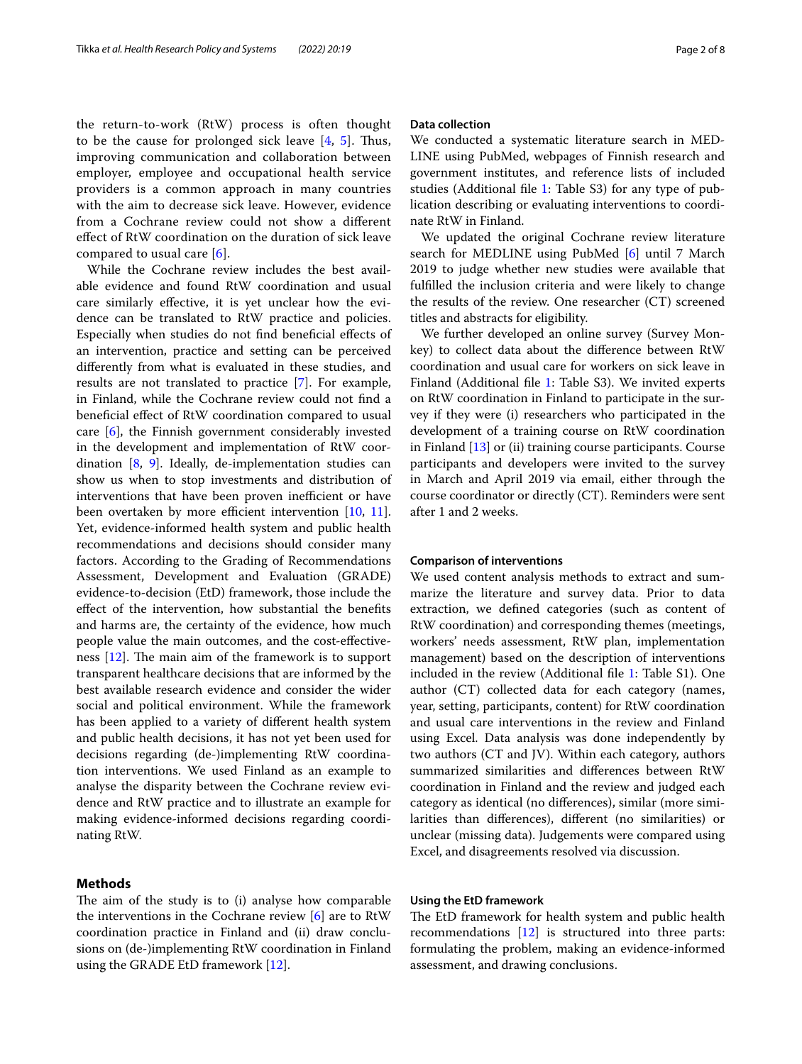the return-to-work (RtW) process is often thought to be the cause for prolonged sick leave [4, 5]. Thus, improving communication and collaboration between employer, employee and occupational health service providers is a common approach in many countries with the aim to decrease sick leave. However, evidence from a Cochrane review could not show a different effect of RtW coordination on the duration of sick leave compared to usual care [6].

While the Cochrane review includes the best available evidence and found RtW coordination and usual care similarly effective, it is yet unclear how the evidence can be translated to RtW practice and policies. Especially when studies do not find beneficial effects of an intervention, practice and setting can be perceived differently from what is evaluated in these studies, and results are not translated to practice [7]. For example, in Finland, while the Cochrane review could not find a beneficial effect of RtW coordination compared to usual care [6], the Finnish government considerably invested in the development and implementation of RtW coordination [8, 9]. Ideally, de-implementation studies can show us when to stop investments and distribution of interventions that have been proven inefficient or have been overtaken by more efficient intervention [10, 11]. Yet, evidence-informed health system and public health recommendations and decisions should consider many factors. According to the Grading of Recommendations Assessment, Development and Evaluation (GRADE) evidence-to-decision (EtD) framework, those include the effect of the intervention, how substantial the benefits and harms are, the certainty of the evidence, how much people value the main outcomes, and the cost-effectiveness [12]. The main aim of the framework is to support transparent healthcare decisions that are informed by the best available research evidence and consider the wider social and political environment. While the framework has been applied to a variety of different health system and public health decisions, it has not yet been used for decisions regarding (de-)implementing RtW coordination interventions. We used Finland as an example to analyse the disparity between the Cochrane review evidence and RtW practice and to illustrate an example for making evidence-informed decisions regarding coordinating RtW.

## Methods

The aim of the study is to (i) analyse how comparable the interventions in the Cochrane review [6] are to RtW coordination practice in Finland and (ii) draw conclusions on (de-)implementing RtW coordination in Finland using the GRADE EtD framework [12].

### Data collection

We conducted a systematic literature search in MEDLINE using PubMed, webpages of Finnish research and government institutes, and reference lists of included studies (Additional file 1: Table S3) for any type of publication describing or evaluating interventions to coordinate RtW in Finland.

We updated the original Cochrane review literature search for MEDLINE using PubMed [6] until 7 March 2019 to judge whether new studies were available that fulfilled the inclusion criteria and were likely to change the results of the review. One researcher (CT) screened titles and abstracts for eligibility.

We further developed an online survey (Survey Monkey) to collect data about the difference between RtW coordination and usual care for workers on sick leave in Finland (Additional file 1: Table S3). We invited experts on RtW coordination in Finland to participate in the survey if they were (i) researchers who participated in the development of a training course on RtW coordination in Finland [13] or (ii) training course participants. Course participants and developers were invited to the survey in March and April 2019 via email, either through the course coordinator or directly (CT). Reminders were sent after 1 and 2 weeks.

### Comparison of interventions

We used content analysis methods to extract and summarize the literature and survey data. Prior to data extraction, we defined categories (such as content of RtW coordination) and corresponding themes (meetings, workers' needs assessment, RtW plan, implementation management) based on the description of interventions included in the review (Additional file 1: Table S1). One author (CT) collected data for each category (names, year, setting, participants, content) for RtW coordination and usual care interventions in the review and Finland using Excel. Data analysis was done independently by two authors (CT and JV). Within each category, authors summarized similarities and differences between RtW coordination in Finland and the review and judged each category as identical (no differences), similar (more similarities than differences), different (no similarities) or unclear (missing data). Judgements were compared using Excel, and disagreements resolved via discussion.

### Using the EtD framework

The EtD framework for health system and public health recommendations [12] is structured into three parts: formulating the problem, making an evidence-informed assessment, and drawing conclusions.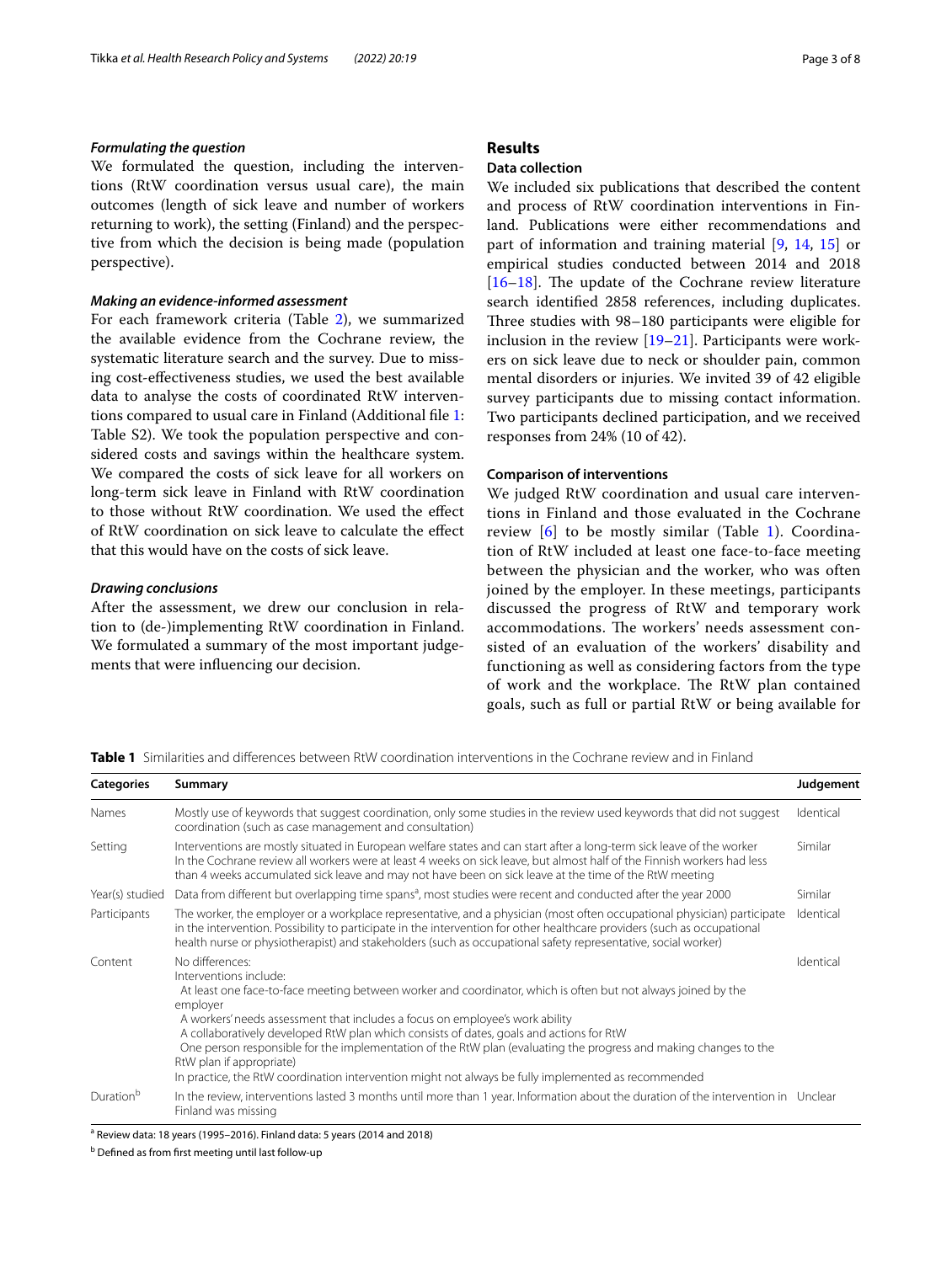#### *Formulating the question*

We formulated the question, including the interventions (RtW coordination versus usual care), the main outcomes (length of sick leave and number of workers returning to work), the setting (Finland) and the perspective from which the decision is being made (population perspective).

#### *Making an evidence-informed assessment*

For each framework criteria (Table 2), we summarized the available evidence from the Cochrane review, the systematic literature search and the survey. Due to missing cost-effectiveness studies, we used the best available data to analyse the costs of coordinated RtW interventions compared to usual care in Finland (Additional file 1: Table S2). We took the population perspective and considered costs and savings within the healthcare system. We compared the costs of sick leave for all workers on long-term sick leave in Finland with RtW coordination to those without RtW coordination. We used the effect of RtW coordination on sick leave to calculate the effect that this would have on the costs of sick leave.

#### *Drawing conclusions*

After the assessment, we drew our conclusion in relation to (de-)implementing RtW coordination in Finland. We formulated a summary of the most important judgements that were influencing our decision.

## Results

### Data collection

We included six publications that described the content and process of RtW coordination interventions in Finland. Publications were either recommendations and part of information and training material [9, 14, 15] or empirical studies conducted between 2014 and 2018 [16–18]. The update of the Cochrane review literature search identified 2858 references, including duplicates. Three studies with 98–180 participants were eligible for inclusion in the review [19–21]. Participants were workers on sick leave due to neck or shoulder pain, common mental disorders or injuries. We invited 39 of 42 eligible survey participants due to missing contact information. Two participants declined participation, and we received responses from 24% (10 of 42).

### Comparison of interventions

We judged RtW coordination and usual care interventions in Finland and those evaluated in the Cochrane review [6] to be mostly similar (Table 1). Coordination of RtW included at least one face-to-face meeting between the physician and the worker, who was often joined by the employer. In these meetings, participants discussed the progress of RtW and temporary work accommodations. The workers' needs assessment consisted of an evaluation of the workers' disability and functioning as well as considering factors from the type of work and the workplace. The RtW plan contained goals, such as full or partial RtW or being available for

**Table 1** Similarities and differences between RtW coordination interventions in the Cochrane review and in Finland

| Categories | Summary | Judgement |
|---|---|---|
| Names | Mostly use of keywords that suggest coordination, only some studies in the review used keywords that did not suggest coordination (such as case management and consultation) | Identical |
| Setting | Interventions are mostly situated in European welfare states and can start after a long-term sick leave of the worker In the Cochrane review all workers were at least 4 weeks on sick leave, but almost half of the Finnish workers had less than 4 weeks accumulated sick leave and may not have been on sick leave at the time of the RtW meeting | Similar |
| Year(s) studied | Data from different but overlapping time spans[a], most studies were recent and conducted after the year 2000 | Similar |
| Participants | The worker, the employer or a workplace representative, and a physician (most often occupational physician) participate in the intervention. Possibility to participate in the intervention for other healthcare providers (such as occupational health nurse or physiotherapist) and stakeholders (such as occupational safety representative, social worker) | Identical |
| Content | No differences:<br>Interventions include:<br>At least one face-to-face meeting between worker and coordinator, which is often but not always joined by the employer<br>A workers' needs assessment that includes a focus on employee's work ability<br>A collaboratively developed RtW plan which consists of dates, goals and actions for RtW<br>One person responsible for the implementation of the RtW plan (evaluating the progress and making changes to the RtW plan if appropriate)<br>In practice, the RtW coordination intervention might not always be fully implemented as recommended | Identical |
| Duration[b] | In the review, interventions lasted 3 months until more than 1 year. Information about the duration of the intervention in Finland was missing | Unclear |

[a] Review data: 18 years (1995–2016). Finland data: 5 years (2014 and 2018)

[b] Defined as from first meeting until last follow-up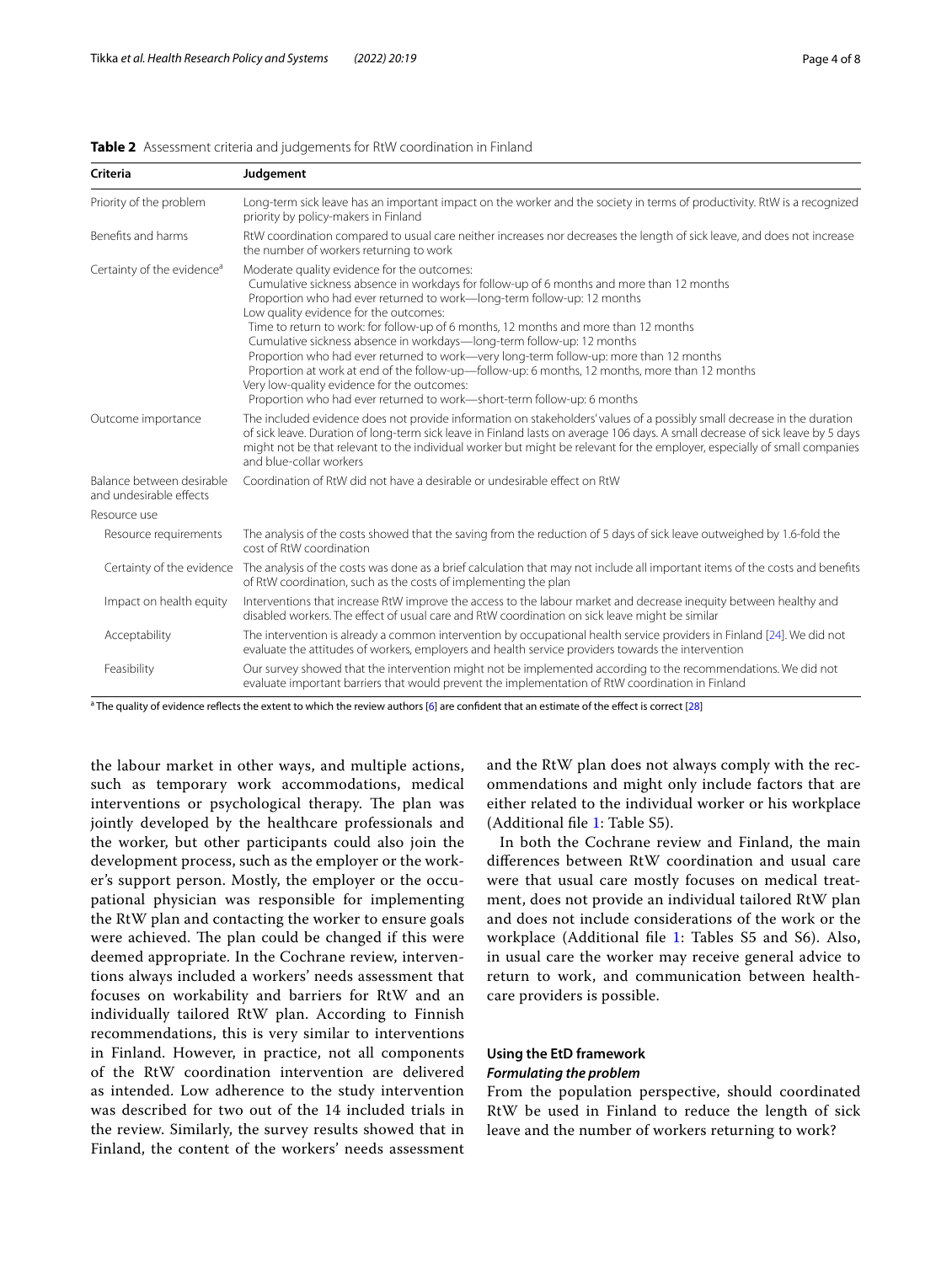**Table 2** Assessment criteria and judgements for RtW coordination in Finland

| Criteria | Judgement |
|---|---|
| Priority of the problem | Long-term sick leave has an important impact on the worker and the society in terms of productivity. RtW is a recognized priority by policy-makers in Finland |
| Benefits and harms | RtW coordination compared to usual care neither increases nor decreases the length of sick leave, and does not increase the number of workers returning to work |
| Certainty of the evidence[a] | Moderate quality evidence for the outcomes:<br>Cumulative sickness absence in workdays for follow-up of 6 months and more than 12 months<br>Proportion who had ever returned to work—long-term follow-up: 12 months<br>Low quality evidence for the outcomes:<br>Time to return to work: for follow-up of 6 months, 12 months and more than 12 months<br>Cumulative sickness absence in workdays—long-term follow-up: 12 months<br>Proportion who had ever returned to work—very long-term follow-up: more than 12 months<br>Proportion at work at end of the follow-up—follow-up: 6 months, 12 months, more than 12 months<br>Very low-quality evidence for the outcomes:<br>Proportion who had ever returned to work—short-term follow-up: 6 months |
| Outcome importance | The included evidence does not provide information on stakeholders' values of a possibly small decrease in the duration of sick leave. Duration of long-term sick leave in Finland lasts on average 106 days. A small decrease of sick leave by 5 days might not be that relevant to the individual worker but might be relevant for the employer, especially of small companies and blue-collar workers |
| Balance between desirable and undesirable effects | Coordination of RtW did not have a desirable or undesirable effect on RtW |
| Resource use | |
| Resource requirements | The analysis of the costs showed that the saving from the reduction of 5 days of sick leave outweighed by 1.6-fold the cost of RtW coordination |
| Certainty of the evidence | The analysis of the costs was done as a brief calculation that may not include all important items of the costs and benefits of RtW coordination, such as the costs of implementing the plan |
| Impact on health equity | Interventions that increase RtW improve the access to the labour market and decrease inequity between healthy and disabled workers. The effect of usual care and RtW coordination on sick leave might be similar |
| Acceptability | The intervention is already a common intervention by occupational health service providers in Finland [24]. We did not evaluate the attitudes of workers, employers and health service providers towards the intervention |
| Feasibility | Our survey showed that the intervention might not be implemented according to the recommendations. We did not evaluate important barriers that would prevent the implementation of RtW coordination in Finland |

[a] The quality of evidence reflects the extent to which the review authors [6] are confident that an estimate of the effect is correct [28]

the labour market in other ways, and multiple actions, such as temporary work accommodations, medical interventions or psychological therapy. The plan was jointly developed by the healthcare professionals and the worker, but other participants could also join the development process, such as the employer or the worker's support person. Mostly, the employer or the occupational physician was responsible for implementing the RtW plan and contacting the worker to ensure goals were achieved. The plan could be changed if this were deemed appropriate. In the Cochrane review, interventions always included a workers' needs assessment that focuses on workability and barriers for RtW and an individually tailored RtW plan. According to Finnish recommendations, this is very similar to interventions in Finland. However, in practice, not all components of the RtW coordination intervention are delivered as intended. Low adherence to the study intervention was described for two out of the 14 included trials in the review. Similarly, the survey results showed that in Finland, the content of the workers' needs assessment and the RtW plan does not always comply with the recommendations and might only include factors that are either related to the individual worker or his workplace (Additional file 1: Table S5).

In both the Cochrane review and Finland, the main differences between RtW coordination and usual care were that usual care mostly focuses on medical treatment, does not provide an individual tailored RtW plan and does not include considerations of the work or the workplace (Additional file 1: Tables S5 and S6). Also, in usual care the worker may receive general advice to return to work, and communication between healthcare providers is possible.

## Using the EtD framework

### *Formulating the problem*

From the population perspective, should coordinated RtW be used in Finland to reduce the length of sick leave and the number of workers returning to work?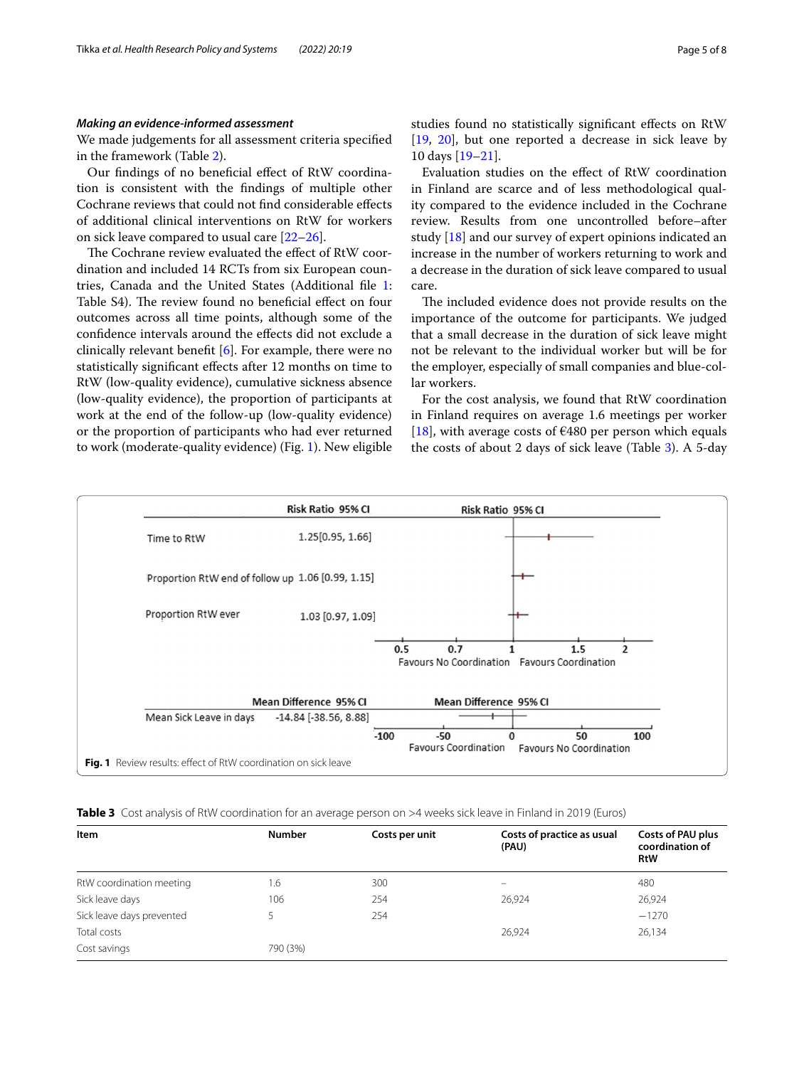### *Making an evidence-informed assessment*

We made judgements for all assessment criteria specified in the framework (Table 2).

Our findings of no beneficial effect of RtW coordination is consistent with the findings of multiple other Cochrane reviews that could not find considerable effects of additional clinical interventions on RtW for workers on sick leave compared to usual care [22–26].

The Cochrane review evaluated the effect of RtW coordination and included 14 RCTs from six European countries, Canada and the United States (Additional file 1: Table S4). The review found no beneficial effect on four outcomes across all time points, although some of the confidence intervals around the effects did not exclude a clinically relevant benefit [6]. For example, there were no statistically significant effects after 12 months on time to RtW (low-quality evidence), cumulative sickness absence (low-quality evidence), the proportion of participants at work at the end of the follow-up (low-quality evidence) or the proportion of participants who had ever returned to work (moderate-quality evidence) (Fig. 1). New eligible studies found no statistically significant effects on RtW [19, 20], but one reported a decrease in sick leave by 10 days [19–21].

Evaluation studies on the effect of RtW coordination in Finland are scarce and of less methodological quality compared to the evidence included in the Cochrane review. Results from one uncontrolled before–after study [18] and our survey of expert opinions indicated an increase in the number of workers returning to work and a decrease in the duration of sick leave compared to usual care.

The included evidence does not provide results on the importance of the outcome for participants. We judged that a small decrease in the duration of sick leave might not be relevant to the individual worker but will be for the employer, especially of small companies and blue-collar workers.

For the cost analysis, we found that RtW coordination in Finland requires on average 1.6 meetings per worker [18], with average costs of €480 per person which equals the costs of about 2 days of sick leave (Table 3). A 5-day

| | Risk Ratio 95% CI |
|---|---|
| Time to RtW | 1.25[0.95, 1.66] |
| Proportion RtW end of follow up | 1.06 [0.99, 1.15] |
| Proportion RtW ever | 1.03 [0.97, 1.09] |

| | Mean Difference 95% CI |
|---|---|
| Mean Sick Leave in days | -14.84 [-38.56, 8.88] |

**Fig. 1** Review results: effect of RtW coordination on sick leave

**Table 3** Cost analysis of RtW coordination for an average person on >4 weeks sick leave in Finland in 2019 (Euros)

| Item | Number | Costs per unit | Costs of practice as usual (PAU) | Costs of PAU plus coordination of RtW |
|---|---|---|---|---|
| RtW coordination meeting | 1.6 | 300 | – | 480 |
| Sick leave days | 106 | 254 | 26,924 | 26,924 |
| Sick leave days prevented | 5 | 254 | | −1270 |
| Total costs | | | 26,924 | 26,134 |
| Cost savings | 790 (3%) | | | |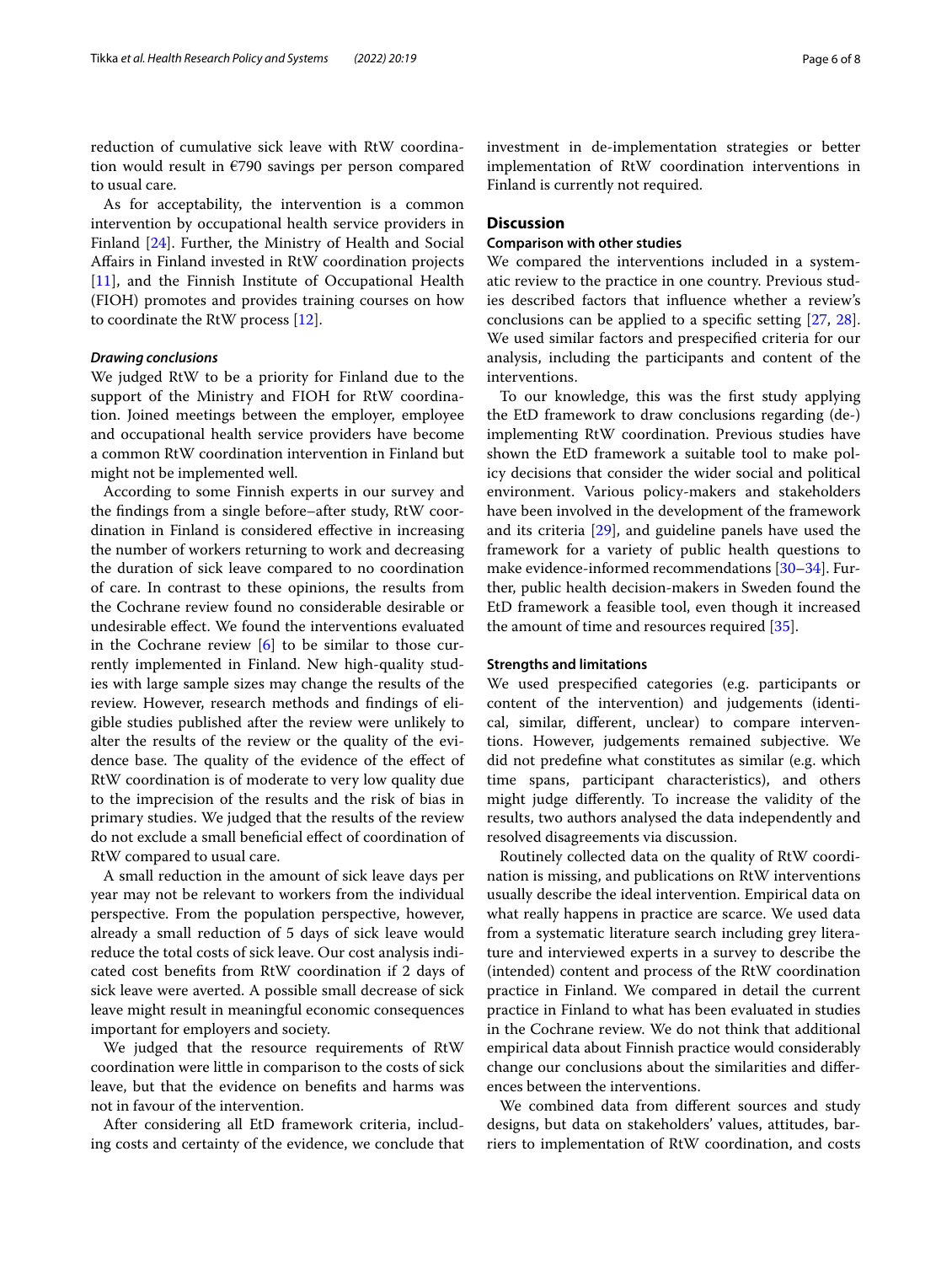reduction of cumulative sick leave with RtW coordination would result in €790 savings per person compared to usual care.

As for acceptability, the intervention is a common intervention by occupational health service providers in Finland [24]. Further, the Ministry of Health and Social Affairs in Finland invested in RtW coordination projects [11], and the Finnish Institute of Occupational Health (FIOH) promotes and provides training courses on how to coordinate the RtW process [12].

#### *Drawing conclusions*

We judged RtW to be a priority for Finland due to the support of the Ministry and FIOH for RtW coordination. Joined meetings between the employer, employee and occupational health service providers have become a common RtW coordination intervention in Finland but might not be implemented well.

According to some Finnish experts in our survey and the findings from a single before–after study, RtW coordination in Finland is considered effective in increasing the number of workers returning to work and decreasing the duration of sick leave compared to no coordination of care. In contrast to these opinions, the results from the Cochrane review found no considerable desirable or undesirable effect. We found the interventions evaluated in the Cochrane review [6] to be similar to those currently implemented in Finland. New high-quality studies with large sample sizes may change the results of the review. However, research methods and findings of eligible studies published after the review were unlikely to alter the results of the review or the quality of the evidence base. The quality of the evidence of the effect of RtW coordination is of moderate to very low quality due to the imprecision of the results and the risk of bias in primary studies. We judged that the results of the review do not exclude a small beneficial effect of coordination of RtW compared to usual care.

A small reduction in the amount of sick leave days per year may not be relevant to workers from the individual perspective. From the population perspective, however, already a small reduction of 5 days of sick leave would reduce the total costs of sick leave. Our cost analysis indicated cost benefits from RtW coordination if 2 days of sick leave were averted. A possible small decrease of sick leave might result in meaningful economic consequences important for employers and society.

We judged that the resource requirements of RtW coordination were little in comparison to the costs of sick leave, but that the evidence on benefits and harms was not in favour of the intervention.

After considering all EtD framework criteria, including costs and certainty of the evidence, we conclude that investment in de-implementation strategies or better implementation of RtW coordination interventions in Finland is currently not required.

## Discussion

### Comparison with other studies

We compared the interventions included in a systematic review to the practice in one country. Previous studies described factors that influence whether a review's conclusions can be applied to a specific setting [27, 28]. We used similar factors and prespecified criteria for our analysis, including the participants and content of the interventions.

To our knowledge, this was the first study applying the EtD framework to draw conclusions regarding (de-)implementing RtW coordination. Previous studies have shown the EtD framework a suitable tool to make policy decisions that consider the wider social and political environment. Various policy-makers and stakeholders have been involved in the development of the framework and its criteria [29], and guideline panels have used the framework for a variety of public health questions to make evidence-informed recommendations [30–34]. Further, public health decision-makers in Sweden found the EtD framework a feasible tool, even though it increased the amount of time and resources required [35].

### Strengths and limitations

We used prespecified categories (e.g. participants or content of the intervention) and judgements (identical, similar, different, unclear) to compare interventions. However, judgements remained subjective. We did not predefine what constitutes as similar (e.g. which time spans, participant characteristics), and others might judge differently. To increase the validity of the results, two authors analysed the data independently and resolved disagreements via discussion.

Routinely collected data on the quality of RtW coordination is missing, and publications on RtW interventions usually describe the ideal intervention. Empirical data on what really happens in practice are scarce. We used data from a systematic literature search including grey literature and interviewed experts in a survey to describe the (intended) content and process of the RtW coordination practice in Finland. We compared in detail the current practice in Finland to what has been evaluated in studies in the Cochrane review. We do not think that additional empirical data about Finnish practice would considerably change our conclusions about the similarities and differences between the interventions.

We combined data from different sources and study designs, but data on stakeholders' values, attitudes, barriers to implementation of RtW coordination, and costs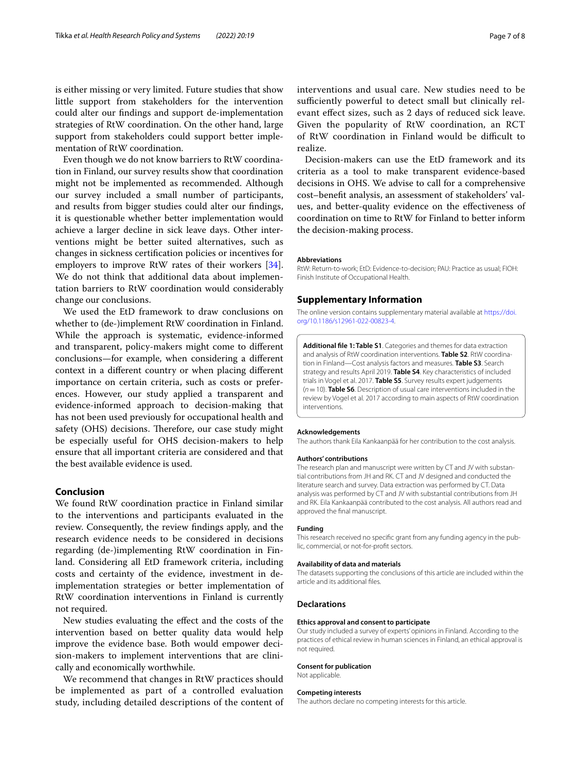is either missing or very limited. Future studies that show little support from stakeholders for the intervention could alter our findings and support de-implementation strategies of RtW coordination. On the other hand, large support from stakeholders could support better implementation of RtW coordination.

Even though we do not know barriers to RtW coordination in Finland, our survey results show that coordination might not be implemented as recommended. Although our survey included a small number of participants, and results from bigger studies could alter our findings, it is questionable whether better implementation would achieve a larger decline in sick leave days. Other interventions might be better suited alternatives, such as changes in sickness certification policies or incentives for employers to improve RtW rates of their workers [34]. We do not think that additional data about implementation barriers to RtW coordination would considerably change our conclusions.

We used the EtD framework to draw conclusions on whether to (de-)implement RtW coordination in Finland. While the approach is systematic, evidence-informed and transparent, policy-makers might come to different conclusions—for example, when considering a different context in a different country or when placing different importance on certain criteria, such as costs or preferences. However, our study applied a transparent and evidence-informed approach to decision-making that has not been used previously for occupational health and safety (OHS) decisions. Therefore, our case study might be especially useful for OHS decision-makers to help ensure that all important criteria are considered and that the best available evidence is used.

## Conclusion

We found RtW coordination practice in Finland similar to the interventions and participants evaluated in the review. Consequently, the review findings apply, and the research evidence needs to be considered in decisions regarding (de-)implementing RtW coordination in Finland. Considering all EtD framework criteria, including costs and certainty of the evidence, investment in de-implementation strategies or better implementation of RtW coordination interventions in Finland is currently not required.

New studies evaluating the effect and the costs of the intervention based on better quality data would help improve the evidence base. Both would empower decision-makers to implement interventions that are clinically and economically worthwhile.

We recommend that changes in RtW practices should be implemented as part of a controlled evaluation study, including detailed descriptions of the content of interventions and usual care. New studies need to be sufficiently powerful to detect small but clinically relevant effect sizes, such as 2 days of reduced sick leave. Given the popularity of RtW coordination, an RCT of RtW coordination in Finland would be difficult to realize.

Decision-makers can use the EtD framework and its criteria as a tool to make transparent evidence-based decisions in OHS. We advise to call for a comprehensive cost–benefit analysis, an assessment of stakeholders' values, and better-quality evidence on the effectiveness of coordination on time to RtW for Finland to better inform the decision-making process.

#### Abbreviations

RtW: Return-to-work; EtD: Evidence-to-decision; PAU: Practice as usual; FIOH: Finish Institute of Occupational Health.

## Supplementary Information

The online version contains supplementary material available at https://doi.org/10.1186/s12961-022-00823-4.

> **Additional file 1: Table S1**. Categories and themes for data extraction and analysis of RtW coordination interventions. **Table S2**. RtW coordination in Finland—Cost analysis factors and measures. **Table S3**. Search strategy and results April 2019. **Table S4**. Key characteristics of included trials in Vogel et al. 2017. **Table S5**. Survey results expert judgements ($n = 10$). **Table S6**. Description of usual care interventions included in the review by Vogel et al. 2017 according to main aspects of RtW coordination interventions.

#### Acknowledgements

The authors thank Eila Kankaanpää for her contribution to the cost analysis.

#### Authors' contributions

The research plan and manuscript were written by CT and JV with substantial contributions from JH and RK. CT and JV designed and conducted the literature search and survey. Data extraction was performed by CT. Data analysis was performed by CT and JV with substantial contributions from JH and RK. Eila Kankaanpää contributed to the cost analysis. All authors read and approved the final manuscript.

#### Funding

This research received no specific grant from any funding agency in the public, commercial, or not-for-profit sectors.

#### Availability of data and materials

The datasets supporting the conclusions of this article are included within the article and its additional files.

### Declarations

#### Ethics approval and consent to participate

Our study included a survey of experts' opinions in Finland. According to the practices of ethical review in human sciences in Finland, an ethical approval is not required.

#### Consent for publication

Not applicable.

#### Competing interests

The authors declare no competing interests for this article.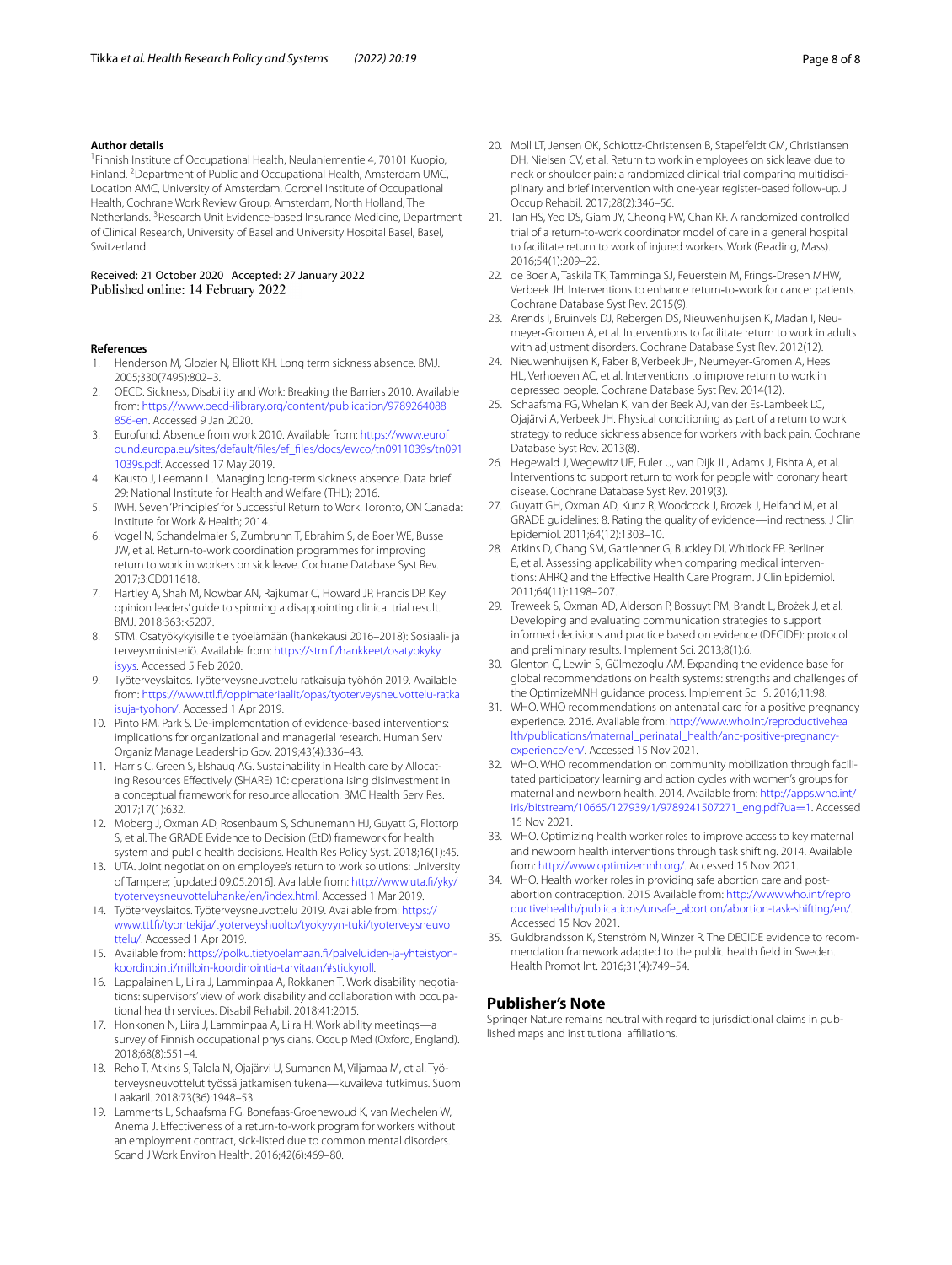### Author details

[1] Finnish Institute of Occupational Health, Neulaniementie 4, 70101 Kuopio, Finland. [2] Department of Public and Occupational Health, Amsterdam UMC, Location AMC, University of Amsterdam, Coronel Institute of Occupational Health, Cochrane Work Review Group, Amsterdam, North Holland, The Netherlands. [3] Research Unit Evidence-based Insurance Medicine, Department of Clinical Research, University of Basel and University Hospital Basel, Basel, Switzerland.

Received: 21 October 2020 Accepted: 27 January 2022
Published online: 14 February 2022

### References

1. Henderson M, Glozier N, Elliott KH. Long term sickness absence. BMJ. 2005;330(7495):802–3.
2. OECD. Sickness, Disability and Work: Breaking the Barriers 2010. Available from: https://www.oecd-ilibrary.org/content/publication/9789264088856-en. Accessed 9 Jan 2020.
3. Eurofund. Absence from work 2010. Available from: https://www.eurofound.europa.eu/sites/default/files/ef_files/docs/ewco/tn0911039s/tn0911039s.pdf. Accessed 17 May 2019.
4. Kausto J, Leemann L. Managing long-term sickness absence. Data brief 29: National Institute for Health and Welfare (THL); 2016.
5. IWH. Seven 'Principles' for Successful Return to Work. Toronto, ON Canada: Institute for Work & Health; 2014.
6. Vogel N, Schandelmaier S, Zumbrunn T, Ebrahim S, de Boer WE, Busse JW, et al. Return-to-work coordination programmes for improving return to work in workers on sick leave. Cochrane Database Syst Rev. 2017;3:CD011618.
7. Hartley A, Shah M, Nowbar AN, Rajkumar C, Howard JP, Francis DP. Key opinion leaders' guide to spinning a disappointing clinical trial result. BMJ. 2018;363:k5207.
8. STM. Osatyökykyisille tie työelämään (hankekausi 2016–2018): Sosiaali- ja terveysministeriö. Available from: https://stm.fi/hankkeet/osatyokykyisyys. Accessed 5 Feb 2020.
9. Työterveyslaitos. Työterveysneuvottelu ratkaisuja työhön 2019. Available from: https://www.ttl.fi/oppimateriaalit/opas/tyoterveysneuvottelu-ratkaisuja-tyohon/. Accessed 1 Apr 2019.
10. Pinto RM, Park S. De-implementation of evidence-based interventions: implications for organizational and managerial research. Human Serv Organiz Manage Leadership Gov. 2019;43(4):336–43.
11. Harris C, Green S, Elshaug AG. Sustainability in Health care by Allocating Resources Effectively (SHARE) 10: operationalising disinvestment in a conceptual framework for resource allocation. BMC Health Serv Res. 2017;17(1):632.
12. Moberg J, Oxman AD, Rosenbaum S, Schunemann HJ, Guyatt G, Flottorp S, et al. The GRADE Evidence to Decision (EtD) framework for health system and public health decisions. Health Res Policy Syst. 2018;16(1):45.
13. UTA. Joint negotiation on employee's return to work solutions: University of Tampere; [updated 09.05.2016]. Available from: http://www.uta.fi/yky/tyoterveysneuvotteluhanke/en/index.html. Accessed 1 Mar 2019.
14. Työterveyslaitos. Työterveysneuvottelu 2019. Available from: https://www.ttl.fi/tyontekija/tyoterveyshuolto/tyokyvyn-tuki/tyoterveysneuvottelu/. Accessed 1 Apr 2019.
15. Available from: https://polku.tietyoelamaan.fi/palveluiden-ja-yhteistyon-koordinointi/milloin-koordinointia-tarvitaan/#stickyroll.
16. Lappalainen L, Liira J, Lamminpaa A, Rokkanen T. Work disability negotiations: supervisors' view of work disability and collaboration with occupational health services. Disabil Rehabil. 2018;41:2015.
17. Honkonen N, Liira J, Lamminpaa A, Liira H. Work ability meetings—a survey of Finnish occupational physicians. Occup Med (Oxford, England). 2018;68(8):551–4.
18. Reho T, Atkins S, Talola N, Ojajärvi U, Sumanen M, Viljamaa M, et al. Työterveysneuvottelut työssä jatkamisen tukena—kuvaileva tutkimus. Suom Laakaril. 2018;73(36):1948–53.
19. Lammerts L, Schaafsma FG, Bonefaas-Groenewoud K, van Mechelen W, Anema J. Effectiveness of a return-to-work program for workers without an employment contract, sick-listed due to common mental disorders. Scand J Work Environ Health. 2016;42(6):469–80.
20. Moll LT, Jensen OK, Schiottz-Christensen B, Stapelfeldt CM, Christiansen DH, Nielsen CV, et al. Return to work in employees on sick leave due to neck or shoulder pain: a randomized clinical trial comparing multidisciplinary and brief intervention with one-year register-based follow-up. J Occup Rehabil. 2017;28(2):346–56.
21. Tan HS, Yeo DS, Giam JY, Cheong FW, Chan KF. A randomized controlled trial of a return-to-work coordinator model of care in a general hospital to facilitate return to work of injured workers. Work (Reading, Mass). 2016;54(1):209–22.
22. de Boer A, Taskila TK, Tamminga SJ, Feuerstein M, Frings-Dresen MHW, Verbeek JH. Interventions to enhance return-to-work for cancer patients. Cochrane Database Syst Rev. 2015(9).
23. Arends I, Bruinvels DJ, Rebergen DS, Nieuwenhuijsen K, Madan I, Neumeyer-Gromen A, et al. Interventions to facilitate return to work in adults with adjustment disorders. Cochrane Database Syst Rev. 2012(12).
24. Nieuwenhuijsen K, Faber B, Verbeek JH, Neumeyer-Gromen A, Hees HL, Verhoeven AC, et al. Interventions to improve return to work in depressed people. Cochrane Database Syst Rev. 2014(12).
25. Schaafsma FG, Whelan K, van der Beek AJ, van der Es-Lambeek LC, Ojajärvi A, Verbeek JH. Physical conditioning as part of a return to work strategy to reduce sickness absence for workers with back pain. Cochrane Database Syst Rev. 2013(8).
26. Hegewald J, Wegewitz UE, Euler U, van Dijk JL, Adams J, Fishta A, et al. Interventions to support return to work for people with coronary heart disease. Cochrane Database Syst Rev. 2019(3).
27. Guyatt GH, Oxman AD, Kunz R, Woodcock J, Brozek J, Helfand M, et al. GRADE guidelines: 8. Rating the quality of evidence—indirectness. J Clin Epidemiol. 2011;64(12):1303–10.
28. Atkins D, Chang SM, Gartlehner G, Buckley DI, Whitlock EP, Berliner E, et al. Assessing applicability when comparing medical interventions: AHRQ and the Effective Health Care Program. J Clin Epidemiol. 2011;64(11):1198–207.
29. Treweek S, Oxman AD, Alderson P, Bossuyt PM, Brandt L, Brożek J, et al. Developing and evaluating communication strategies to support informed decisions and practice based on evidence (DECIDE): protocol and preliminary results. Implement Sci. 2013;8(1):6.
30. Glenton C, Lewin S, Gülmezoglu AM. Expanding the evidence base for global recommendations on health systems: strengths and challenges of the OptimizeMNH guidance process. Implement Sci IS. 2016;11:98.
31. WHO. WHO recommendations on antenatal care for a positive pregnancy experience. 2016. Available from: http://www.who.int/reproductivehealth/publications/maternal_perinatal_health/anc-positive-pregnancy-experience/en/. Accessed 15 Nov 2021.
32. WHO. WHO recommendation on community mobilization through facilitated participatory learning and action cycles with women's groups for maternal and newborn health. 2014. Available from: http://apps.who.int/iris/bitstream/10665/127939/1/9789241507271_eng.pdf?ua=1. Accessed 15 Nov 2021.
33. WHO. Optimizing health worker roles to improve access to key maternal and newborn health interventions through task shifting. 2014. Available from: http://www.optimizemnh.org/. Accessed 15 Nov 2021.
34. WHO. Health worker roles in providing safe abortion care and post-abortion contraception. 2015 Available from: http://www.who.int/reproductivehealth/publications/unsafe_abortion/abortion-task-shifting/en/. Accessed 15 Nov 2021.
35. Guldbrandsson K, Stenström N, Winzer R. The DECIDE evidence to recommendation framework adapted to the public health field in Sweden. Health Promot Int. 2016;31(4):749–54.

## Publisher's Note

Springer Nature remains neutral with regard to jurisdictional claims in published maps and institutional affiliations.